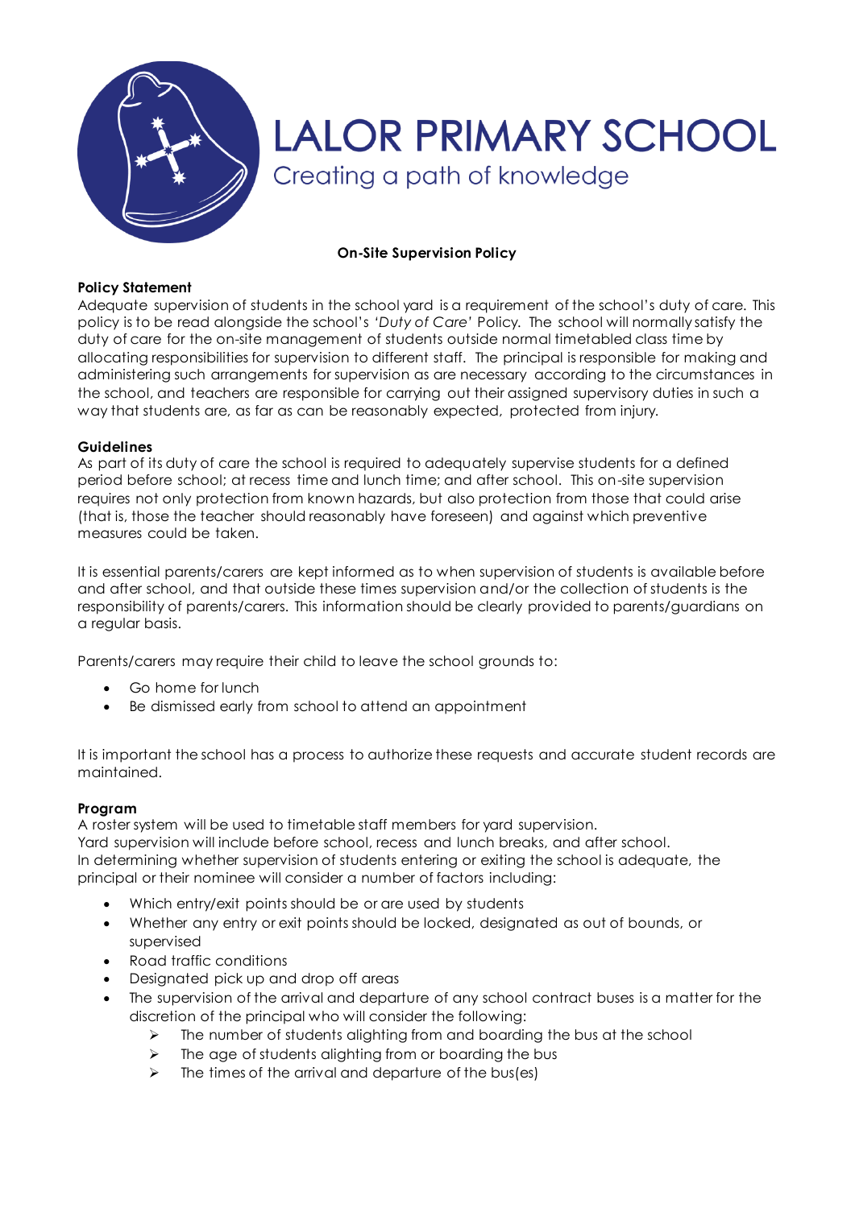# LALOR PRIMARY SCHOOL

Creating a path of knowledge

## On-Site Supervision Policy

### Policy Statement

Adequate supervision of students in the school yard is a requirement of the school's duty of care. This policy is to be read alongside the school's *'Duty of Care'* Policy. The school will normally satisfy the duty of care for the on-site management of students outside normal timetabled class time by allocating responsibilities for supervision to different staff. The principal is responsible for making and administering such arrangements for supervision as are necessary according to the circumstances in the school, and teachers are responsible for carrying out their assigned supervisory duties in such a way that students are, as far as can be reasonably expected, protected from injury.

### Guidelines

As part of its duty of care the school is required to adequately supervise students for a defined period before school; at recess time and lunch time; and after school. This on-site supervision requires not only protection from known hazards, but also protection from those that could arise (that is, those the teacher should reasonably have foreseen) and against which preventive measures could be taken.

It is essential parents/carers are kept informed as to when supervision of students is available before and after school, and that outside these times supervision and/or the collection of students is the responsibility of parents/carers. This information should be clearly provided to parents/guardians on a regular basis.

Parents/carers may require their child to leave the school grounds to:

- Go home for lunch
- Be dismissed early from school to attend an appointment

It is important the school has a process to authorize these requests and accurate student records are maintained.

### Program

A roster system will be used to timetable staff members for yard supervision.
Yard supervision will include before school, recess and lunch breaks, and after school.
In determining whether supervision of students entering or exiting the school is adequate, the principal or their nominee will consider a number of factors including:

- Which entry/exit points should be or are used by students
- Whether any entry or exit points should be locked, designated as out of bounds, or supervised
- Road traffic conditions
- Designated pick up and drop off areas
- The supervision of the arrival and departure of any school contract buses is a matter for the discretion of the principal who will consider the following:
  - The number of students alighting from and boarding the bus at the school
  - The age of students alighting from or boarding the bus
  - The times of the arrival and departure of the bus(es)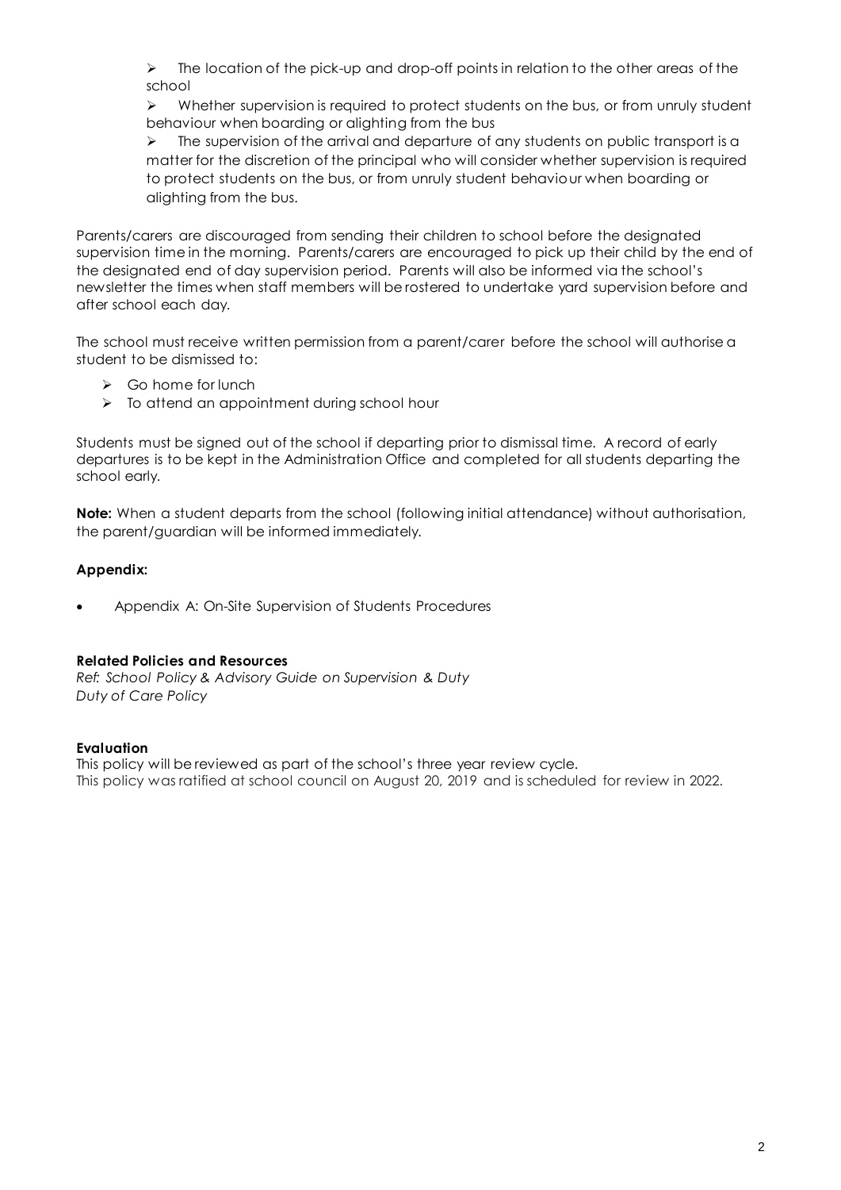- The location of the pick-up and drop-off points in relation to the other areas of the school
- Whether supervision is required to protect students on the bus, or from unruly student behaviour when boarding or alighting from the bus
- The supervision of the arrival and departure of any students on public transport is a matter for the discretion of the principal who will consider whether supervision is required to protect students on the bus, or from unruly student behaviour when boarding or alighting from the bus.

Parents/carers are discouraged from sending their children to school before the designated supervision time in the morning. Parents/carers are encouraged to pick up their child by the end of the designated end of day supervision period. Parents will also be informed via the school's newsletter the times when staff members will be rostered to undertake yard supervision before and after school each day.

The school must receive written permission from a parent/carer before the school will authorise a student to be dismissed to:

- Go home for lunch
- To attend an appointment during school hour

Students must be signed out of the school if departing prior to dismissal time. A record of early departures is to be kept in the Administration Office and completed for all students departing the school early.

**Note:** When a student departs from the school (following initial attendance) without authorisation, the parent/guardian will be informed immediately.

**Appendix:**

- Appendix A: On-Site Supervision of Students Procedures

**Related Policies and Resources**

*Ref: School Policy & Advisory Guide on Supervision & Duty*
*Duty of Care Policy*

**Evaluation**

This policy will be reviewed as part of the school's three year review cycle.
This policy was ratified at school council on August 20, 2019 and is scheduled for review in 2022.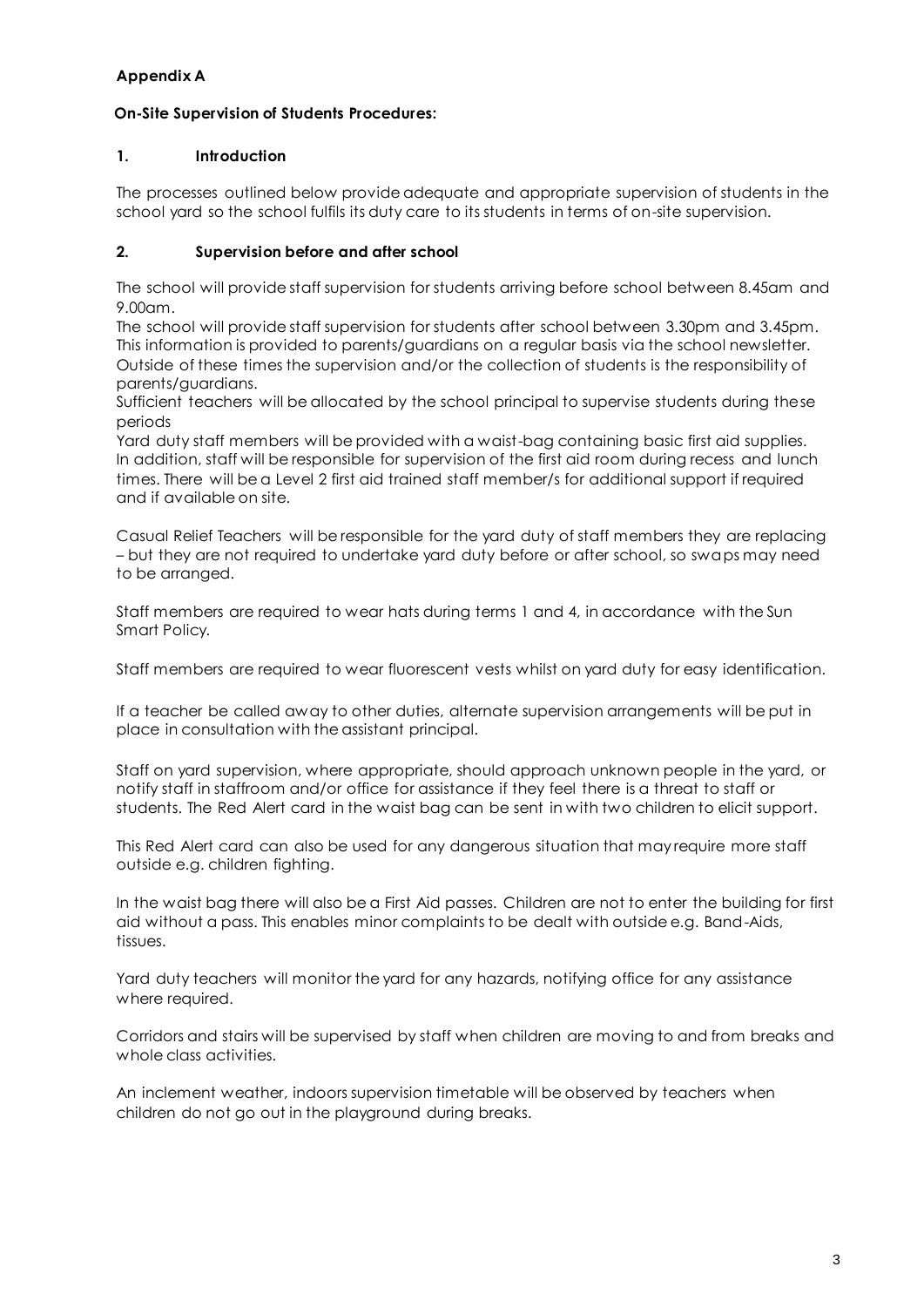**Appendix A**

**On-Site Supervision of Students Procedures:**

## 1. Introduction

The processes outlined below provide adequate and appropriate supervision of students in the school yard so the school fulfils its duty care to its students in terms of on-site supervision.

## 2. Supervision before and after school

The school will provide staff supervision for students arriving before school between 8.45am and 9.00am.
The school will provide staff supervision for students after school between 3.30pm and 3.45pm. This information is provided to parents/guardians on a regular basis via the school newsletter. Outside of these times the supervision and/or the collection of students is the responsibility of parents/guardians.
Sufficient teachers will be allocated by the school principal to supervise students during these periods
Yard duty staff members will be provided with a waist-bag containing basic first aid supplies. In addition, staff will be responsible for supervision of the first aid room during recess and lunch times. There will be a Level 2 first aid trained staff member/s for additional support if required and if available on site.

Casual Relief Teachers will be responsible for the yard duty of staff members they are replacing – but they are not required to undertake yard duty before or after school, so swaps may need to be arranged.

Staff members are required to wear hats during terms 1 and 4, in accordance with the Sun Smart Policy.

Staff members are required to wear fluorescent vests whilst on yard duty for easy identification.

If a teacher be called away to other duties, alternate supervision arrangements will be put in place in consultation with the assistant principal.

Staff on yard supervision, where appropriate, should approach unknown people in the yard, or notify staff in staffroom and/or office for assistance if they feel there is a threat to staff or students. The Red Alert card in the waist bag can be sent in with two children to elicit support.

This Red Alert card can also be used for any dangerous situation that may require more staff outside e.g. children fighting.

In the waist bag there will also be a First Aid passes. Children are not to enter the building for first aid without a pass. This enables minor complaints to be dealt with outside e.g. Band-Aids, tissues.

Yard duty teachers will monitor the yard for any hazards, notifying office for any assistance where required.

Corridors and stairs will be supervised by staff when children are moving to and from breaks and whole class activities.

An inclement weather, indoors supervision timetable will be observed by teachers when children do not go out in the playground during breaks.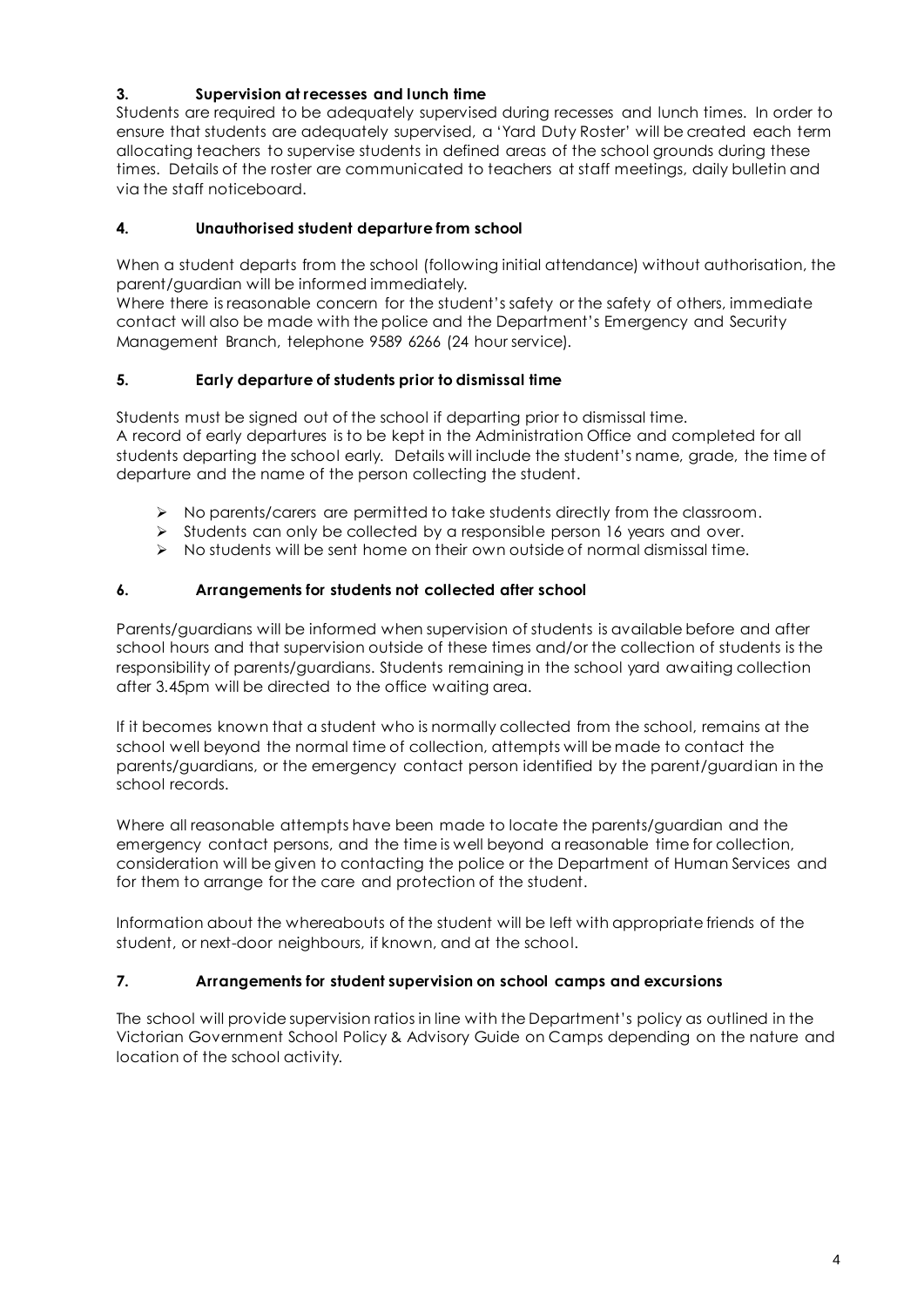### 3. Supervision at recesses and lunch time

Students are required to be adequately supervised during recesses and lunch times. In order to ensure that students are adequately supervised, a 'Yard Duty Roster' will be created each term allocating teachers to supervise students in defined areas of the school grounds during these times. Details of the roster are communicated to teachers at staff meetings, daily bulletin and via the staff noticeboard.

### 4. Unauthorised student departure from school

When a student departs from the school (following initial attendance) without authorisation, the parent/guardian will be informed immediately.
Where there is reasonable concern for the student's safety or the safety of others, immediate contact will also be made with the police and the Department's Emergency and Security Management Branch, telephone 9589 6266 (24 hour service).

### 5. Early departure of students prior to dismissal time

Students must be signed out of the school if departing prior to dismissal time.
A record of early departures is to be kept in the Administration Office and completed for all students departing the school early. Details will include the student's name, grade, the time of departure and the name of the person collecting the student.

- No parents/carers are permitted to take students directly from the classroom.
- Students can only be collected by a responsible person 16 years and over.
- No students will be sent home on their own outside of normal dismissal time.

### 6. Arrangements for students not collected after school

Parents/guardians will be informed when supervision of students is available before and after school hours and that supervision outside of these times and/or the collection of students is the responsibility of parents/guardians. Students remaining in the school yard awaiting collection after 3.45pm will be directed to the office waiting area.

If it becomes known that a student who is normally collected from the school, remains at the school well beyond the normal time of collection, attempts will be made to contact the parents/guardians, or the emergency contact person identified by the parent/guardian in the school records.

Where all reasonable attempts have been made to locate the parents/guardian and the emergency contact persons, and the time is well beyond a reasonable time for collection, consideration will be given to contacting the police or the Department of Human Services and for them to arrange for the care and protection of the student.

Information about the whereabouts of the student will be left with appropriate friends of the student, or next-door neighbours, if known, and at the school.

### 7. Arrangements for student supervision on school camps and excursions

The school will provide supervision ratios in line with the Department's policy as outlined in the Victorian Government School Policy & Advisory Guide on Camps depending on the nature and location of the school activity.